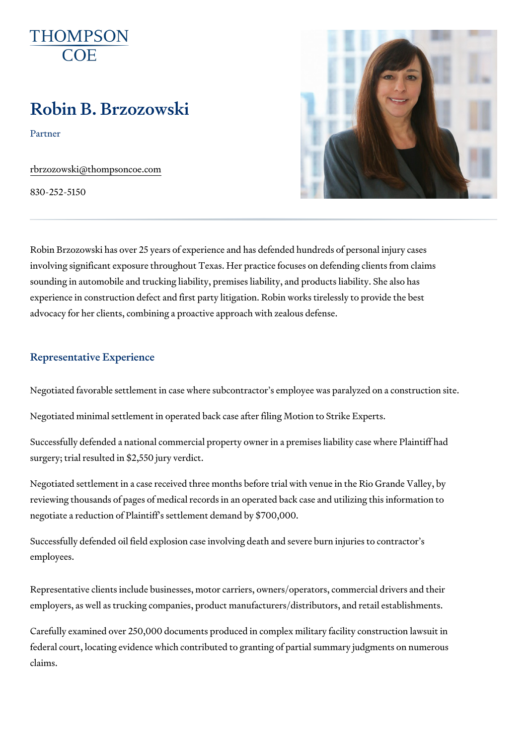THOMPSON COE

# Robin B. Brzozowski

Partner

rbrzozowski@thompsoncoe.com

830-252-5150

Robin Brzozowski has over 25 years of experience and has defended hundreds of personal injury cases involving significant exposure throughout Texas. Her practice focuses on defending clients from claims sounding in automobile and trucking liability, premises liability, and products liability. She also has experience in construction defect and first party litigation. Robin works tirelessly to provide the best advocacy for her clients, combining a proactive approach with zealous defense.

## Representative Experience

Negotiated favorable settlement in case where subcontractor's employee was paralyzed on a construction site.

Negotiated minimal settlement in operated back case after filing Motion to Strike Experts.

Successfully defended a national commercial property owner in a premises liability case where Plaintiff had surgery; trial resulted in $2,550 jury verdict.

Negotiated settlement in a case received three months before trial with venue in the Rio Grande Valley, by reviewing thousands of pages of medical records in an operated back case and utilizing this information to negotiate a reduction of Plaintiff's settlement demand by $700,000.

Successfully defended oil field explosion case involving death and severe burn injuries to contractor's employees.

Representative clients include businesses, motor carriers, owners/operators, commercial drivers and their employers, as well as trucking companies, product manufacturers/distributors, and retail establishments.

Carefully examined over 250,000 documents produced in complex military facility construction lawsuit in federal court, locating evidence which contributed to granting of partial summary judgments on numerous claims.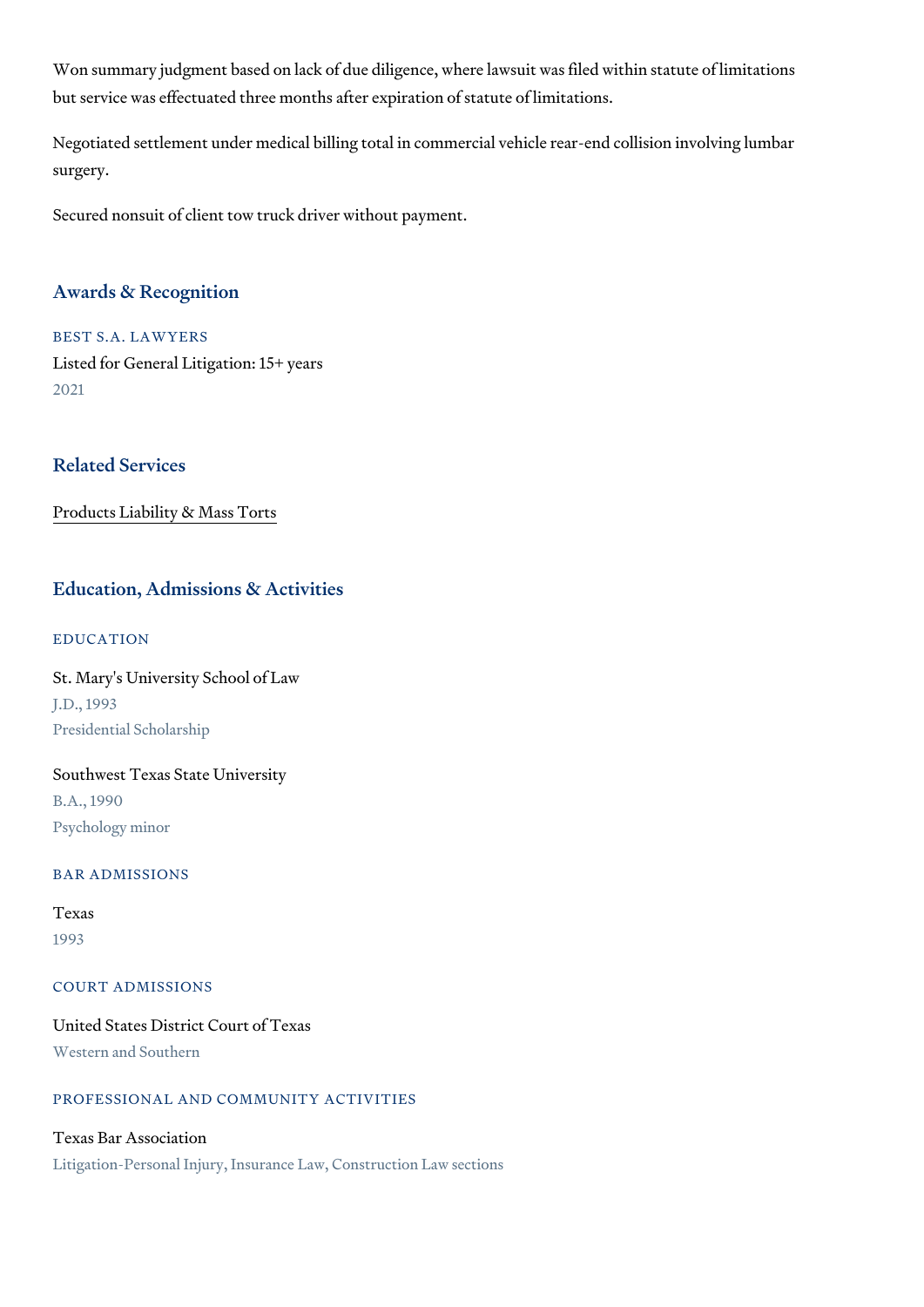Won summary judgment based on lack of due diligence, where lawsuit was filed within statute of limitations but service was effectuated three months after expiration of statute of limitations.

Negotiated settlement under medical billing total in commercial vehicle rear-end collision involving lumbar surgery.

Secured nonsuit of client tow truck driver without payment.

## Awards & Recognition

### BEST S.A. LAWYERS

Listed for General Litigation: 15+ years

2021

## Related Services

Products Liability & Mass Torts

## Education, Admissions & Activities

### EDUCATION

St. Mary's University School of Law

J.D., 1993

Presidential Scholarship

Southwest Texas State University

B.A., 1990

Psychology minor

### BAR ADMISSIONS

Texas

1993

### COURT ADMISSIONS

United States District Court of Texas

Western and Southern

### PROFESSIONAL AND COMMUNITY ACTIVITIES

Texas Bar Association

Litigation-Personal Injury, Insurance Law, Construction Law sections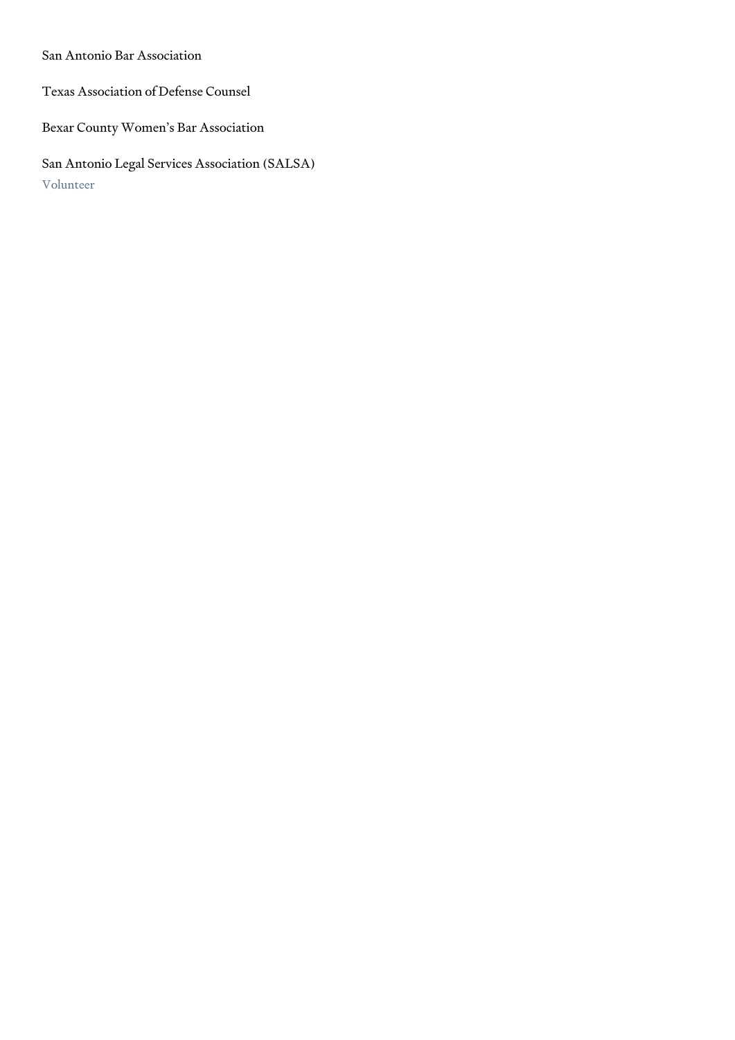San Antonio Bar Association

Texas Association of Defense Counsel

Bexar County Women's Bar Association

San Antonio Legal Services Association (SALSA)

Volunteer